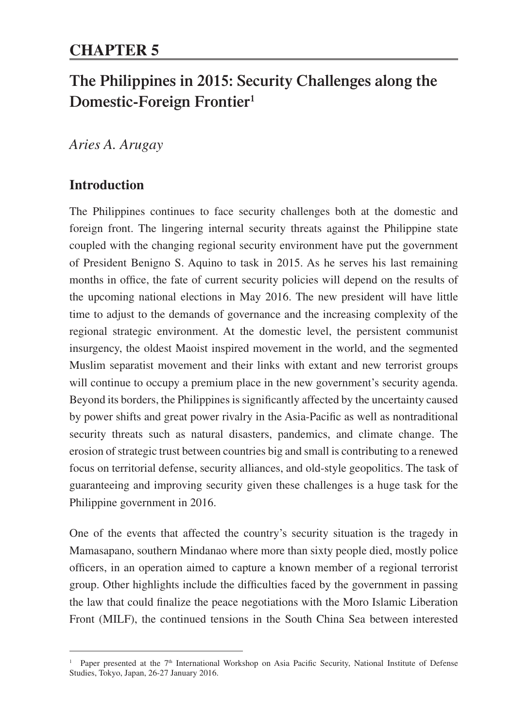# CHAPTER 5

## The Philippines in 2015: Security Challenges along the Domestic-Foreign Frontier[1]

*Aries A. Arugay*

### Introduction

The Philippines continues to face security challenges both at the domestic and foreign front. The lingering internal security threats against the Philippine state coupled with the changing regional security environment have put the government of President Benigno S. Aquino to task in 2015. As he serves his last remaining months in office, the fate of current security policies will depend on the results of the upcoming national elections in May 2016. The new president will have little time to adjust to the demands of governance and the increasing complexity of the regional strategic environment. At the domestic level, the persistent communist insurgency, the oldest Maoist inspired movement in the world, and the segmented Muslim separatist movement and their links with extant and new terrorist groups will continue to occupy a premium place in the new government's security agenda. Beyond its borders, the Philippines is significantly affected by the uncertainty caused by power shifts and great power rivalry in the Asia-Pacific as well as nontraditional security threats such as natural disasters, pandemics, and climate change. The erosion of strategic trust between countries big and small is contributing to a renewed focus on territorial defense, security alliances, and old-style geopolitics. The task of guaranteeing and improving security given these challenges is a huge task for the Philippine government in 2016.

One of the events that affected the country's security situation is the tragedy in Mamasapano, southern Mindanao where more than sixty people died, mostly police officers, in an operation aimed to capture a known member of a regional terrorist group. Other highlights include the difficulties faced by the government in passing the law that could finalize the peace negotiations with the Moro Islamic Liberation Front (MILF), the continued tensions in the South China Sea between interested

---

[1] Paper presented at the 7th International Workshop on Asia Pacific Security, National Institute of Defense Studies, Tokyo, Japan, 26-27 January 2016.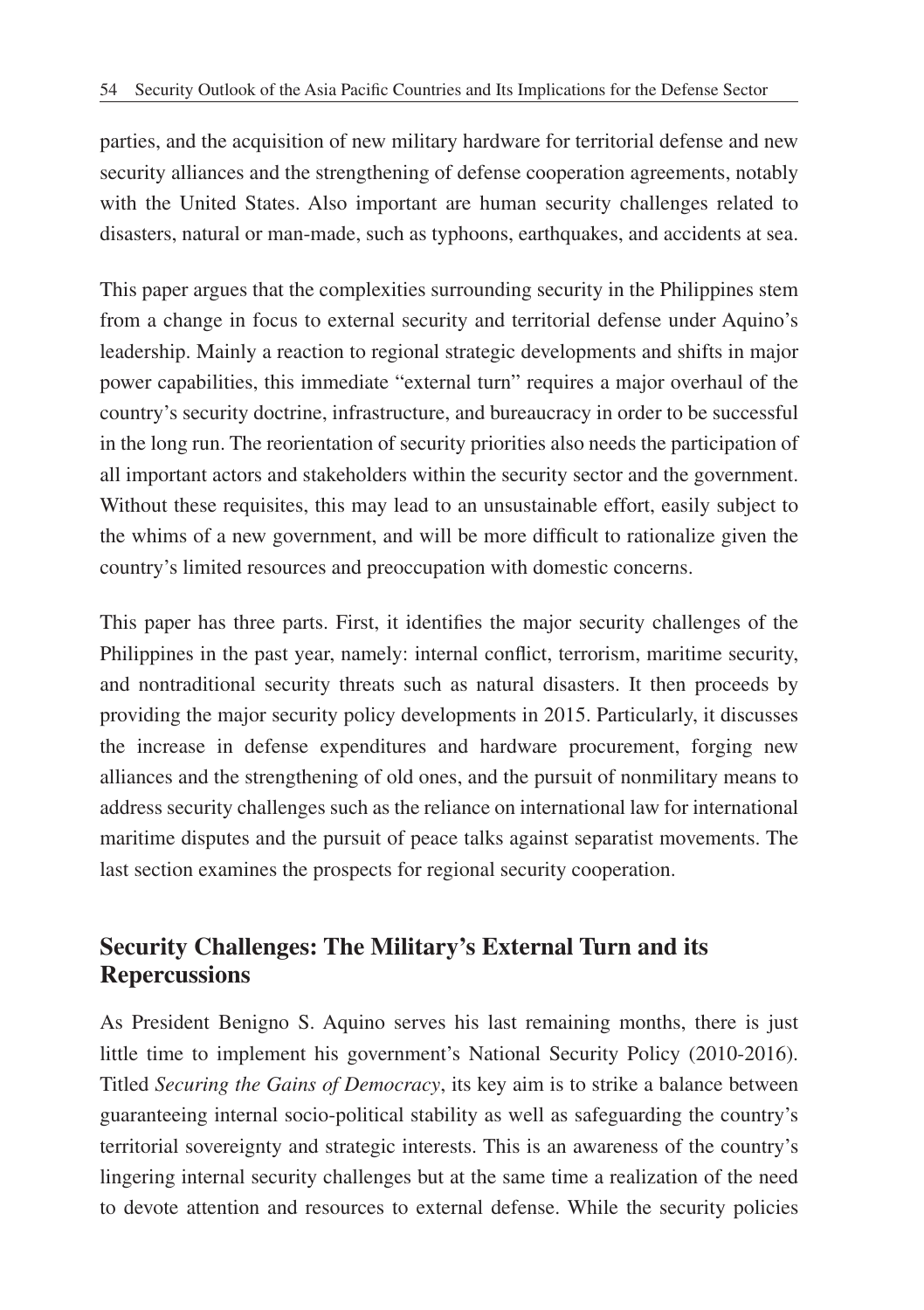parties, and the acquisition of new military hardware for territorial defense and new security alliances and the strengthening of defense cooperation agreements, notably with the United States. Also important are human security challenges related to disasters, natural or man-made, such as typhoons, earthquakes, and accidents at sea.

This paper argues that the complexities surrounding security in the Philippines stem from a change in focus to external security and territorial defense under Aquino's leadership. Mainly a reaction to regional strategic developments and shifts in major power capabilities, this immediate "external turn" requires a major overhaul of the country's security doctrine, infrastructure, and bureaucracy in order to be successful in the long run. The reorientation of security priorities also needs the participation of all important actors and stakeholders within the security sector and the government. Without these requisites, this may lead to an unsustainable effort, easily subject to the whims of a new government, and will be more difficult to rationalize given the country's limited resources and preoccupation with domestic concerns.

This paper has three parts. First, it identifies the major security challenges of the Philippines in the past year, namely: internal conflict, terrorism, maritime security, and nontraditional security threats such as natural disasters. It then proceeds by providing the major security policy developments in 2015. Particularly, it discusses the increase in defense expenditures and hardware procurement, forging new alliances and the strengthening of old ones, and the pursuit of nonmilitary means to address security challenges such as the reliance on international law for international maritime disputes and the pursuit of peace talks against separatist movements. The last section examines the prospects for regional security cooperation.

## Security Challenges: The Military's External Turn and its Repercussions

As President Benigno S. Aquino serves his last remaining months, there is just little time to implement his government's National Security Policy (2010-2016). Titled *Securing the Gains of Democracy*, its key aim is to strike a balance between guaranteeing internal socio-political stability as well as safeguarding the country's territorial sovereignty and strategic interests. This is an awareness of the country's lingering internal security challenges but at the same time a realization of the need to devote attention and resources to external defense. While the security policies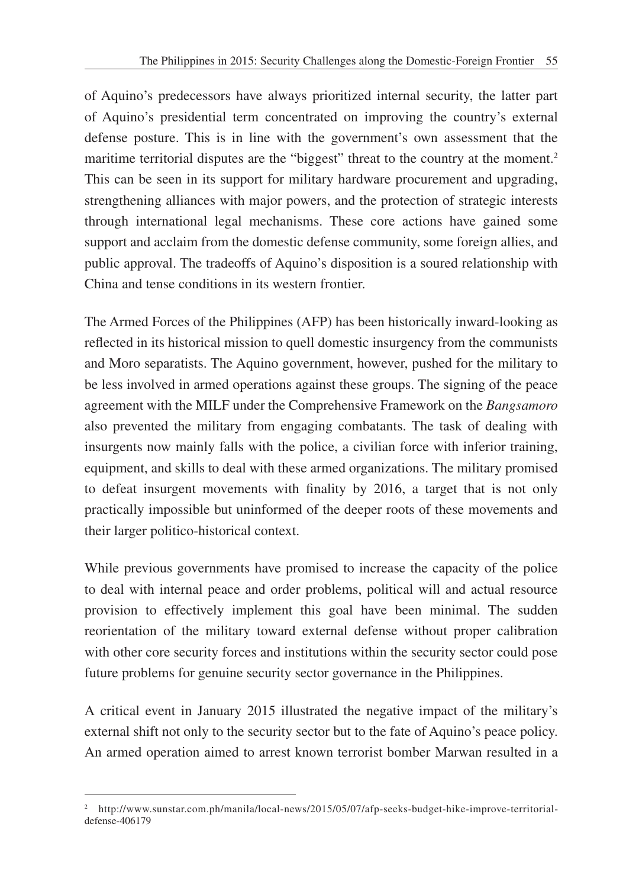of Aquino's predecessors have always prioritized internal security, the latter part of Aquino's presidential term concentrated on improving the country's external defense posture. This is in line with the government's own assessment that the maritime territorial disputes are the "biggest" threat to the country at the moment.[2] This can be seen in its support for military hardware procurement and upgrading, strengthening alliances with major powers, and the protection of strategic interests through international legal mechanisms. These core actions have gained some support and acclaim from the domestic defense community, some foreign allies, and public approval. The tradeoffs of Aquino's disposition is a soured relationship with China and tense conditions in its western frontier.

The Armed Forces of the Philippines (AFP) has been historically inward-looking as reflected in its historical mission to quell domestic insurgency from the communists and Moro separatists. The Aquino government, however, pushed for the military to be less involved in armed operations against these groups. The signing of the peace agreement with the MILF under the Comprehensive Framework on the *Bangsamoro* also prevented the military from engaging combatants. The task of dealing with insurgents now mainly falls with the police, a civilian force with inferior training, equipment, and skills to deal with these armed organizations. The military promised to defeat insurgent movements with finality by 2016, a target that is not only practically impossible but uninformed of the deeper roots of these movements and their larger politico-historical context.

While previous governments have promised to increase the capacity of the police to deal with internal peace and order problems, political will and actual resource provision to effectively implement this goal have been minimal. The sudden reorientation of the military toward external defense without proper calibration with other core security forces and institutions within the security sector could pose future problems for genuine security sector governance in the Philippines.

A critical event in January 2015 illustrated the negative impact of the military's external shift not only to the security sector but to the fate of Aquino's peace policy. An armed operation aimed to arrest known terrorist bomber Marwan resulted in a

---

[2] http://www.sunstar.com.ph/manila/local-news/2015/05/07/afp-seeks-budget-hike-improve-territorial-defense-406179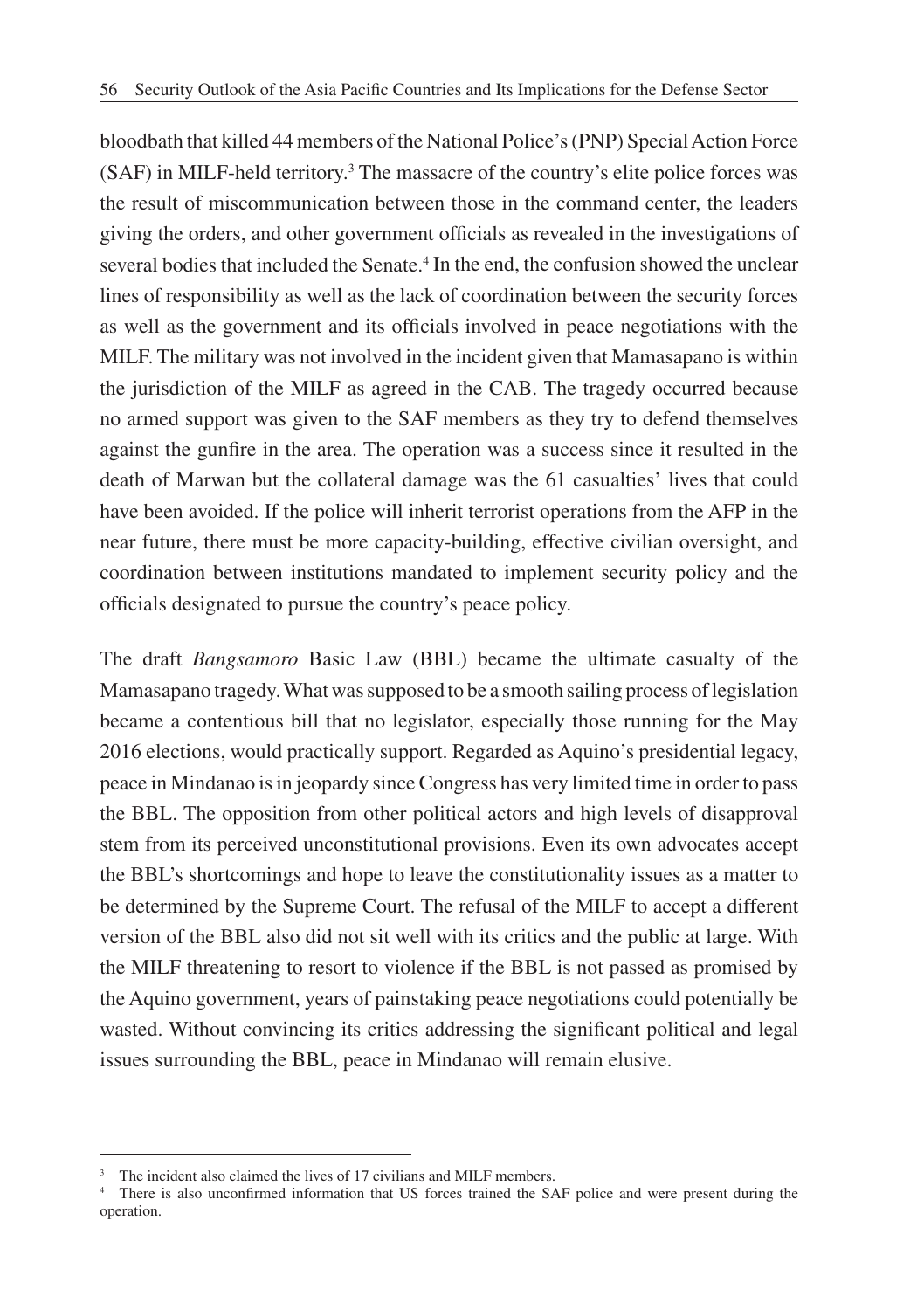bloodbath that killed 44 members of the National Police's (PNP) Special Action Force (SAF) in MILF-held territory.[3] The massacre of the country's elite police forces was the result of miscommunication between those in the command center, the leaders giving the orders, and other government officials as revealed in the investigations of several bodies that included the Senate.[4] In the end, the confusion showed the unclear lines of responsibility as well as the lack of coordination between the security forces as well as the government and its officials involved in peace negotiations with the MILF. The military was not involved in the incident given that Mamasapano is within the jurisdiction of the MILF as agreed in the CAB. The tragedy occurred because no armed support was given to the SAF members as they try to defend themselves against the gunfire in the area. The operation was a success since it resulted in the death of Marwan but the collateral damage was the 61 casualties' lives that could have been avoided. If the police will inherit terrorist operations from the AFP in the near future, there must be more capacity-building, effective civilian oversight, and coordination between institutions mandated to implement security policy and the officials designated to pursue the country's peace policy.

The draft *Bangsamoro* Basic Law (BBL) became the ultimate casualty of the Mamasapano tragedy. What was supposed to be a smooth sailing process of legislation became a contentious bill that no legislator, especially those running for the May 2016 elections, would practically support. Regarded as Aquino's presidential legacy, peace in Mindanao is in jeopardy since Congress has very limited time in order to pass the BBL. The opposition from other political actors and high levels of disapproval stem from its perceived unconstitutional provisions. Even its own advocates accept the BBL's shortcomings and hope to leave the constitutionality issues as a matter to be determined by the Supreme Court. The refusal of the MILF to accept a different version of the BBL also did not sit well with its critics and the public at large. With the MILF threatening to resort to violence if the BBL is not passed as promised by the Aquino government, years of painstaking peace negotiations could potentially be wasted. Without convincing its critics addressing the significant political and legal issues surrounding the BBL, peace in Mindanao will remain elusive.

---

[3] The incident also claimed the lives of 17 civilians and MILF members.

[4] There is also unconfirmed information that US forces trained the SAF police and were present during the operation.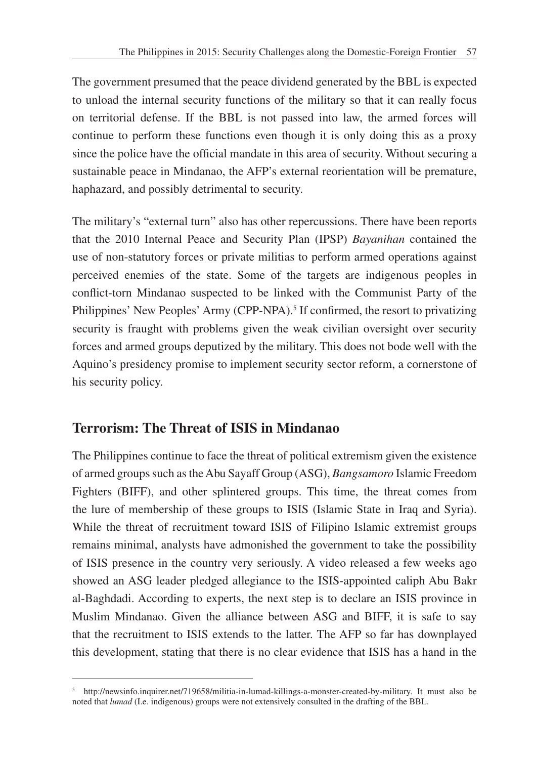The government presumed that the peace dividend generated by the BBL is expected to unload the internal security functions of the military so that it can really focus on territorial defense. If the BBL is not passed into law, the armed forces will continue to perform these functions even though it is only doing this as a proxy since the police have the official mandate in this area of security. Without securing a sustainable peace in Mindanao, the AFP's external reorientation will be premature, haphazard, and possibly detrimental to security.

The military's "external turn" also has other repercussions. There have been reports that the 2010 Internal Peace and Security Plan (IPSP) *Bayanihan* contained the use of non-statutory forces or private militias to perform armed operations against perceived enemies of the state. Some of the targets are indigenous peoples in conflict-torn Mindanao suspected to be linked with the Communist Party of the Philippines' New Peoples' Army (CPP-NPA).[5] If confirmed, the resort to privatizing security is fraught with problems given the weak civilian oversight over security forces and armed groups deputized by the military. This does not bode well with the Aquino's presidency promise to implement security sector reform, a cornerstone of his security policy.

## Terrorism: The Threat of ISIS in Mindanao

The Philippines continue to face the threat of political extremism given the existence of armed groups such as the Abu Sayaff Group (ASG), *Bangsamoro* Islamic Freedom Fighters (BIFF), and other splintered groups. This time, the threat comes from the lure of membership of these groups to ISIS (Islamic State in Iraq and Syria). While the threat of recruitment toward ISIS of Filipino Islamic extremist groups remains minimal, analysts have admonished the government to take the possibility of ISIS presence in the country very seriously. A video released a few weeks ago showed an ASG leader pledged allegiance to the ISIS-appointed caliph Abu Bakr al-Baghdadi. According to experts, the next step is to declare an ISIS province in Muslim Mindanao. Given the alliance between ASG and BIFF, it is safe to say that the recruitment to ISIS extends to the latter. The AFP so far has downplayed this development, stating that there is no clear evidence that ISIS has a hand in the

---

[5] http://newsinfo.inquirer.net/719658/militia-in-lumad-killings-a-monster-created-by-military. It must also be noted that *lumad* (I.e. indigenous) groups were not extensively consulted in the drafting of the BBL.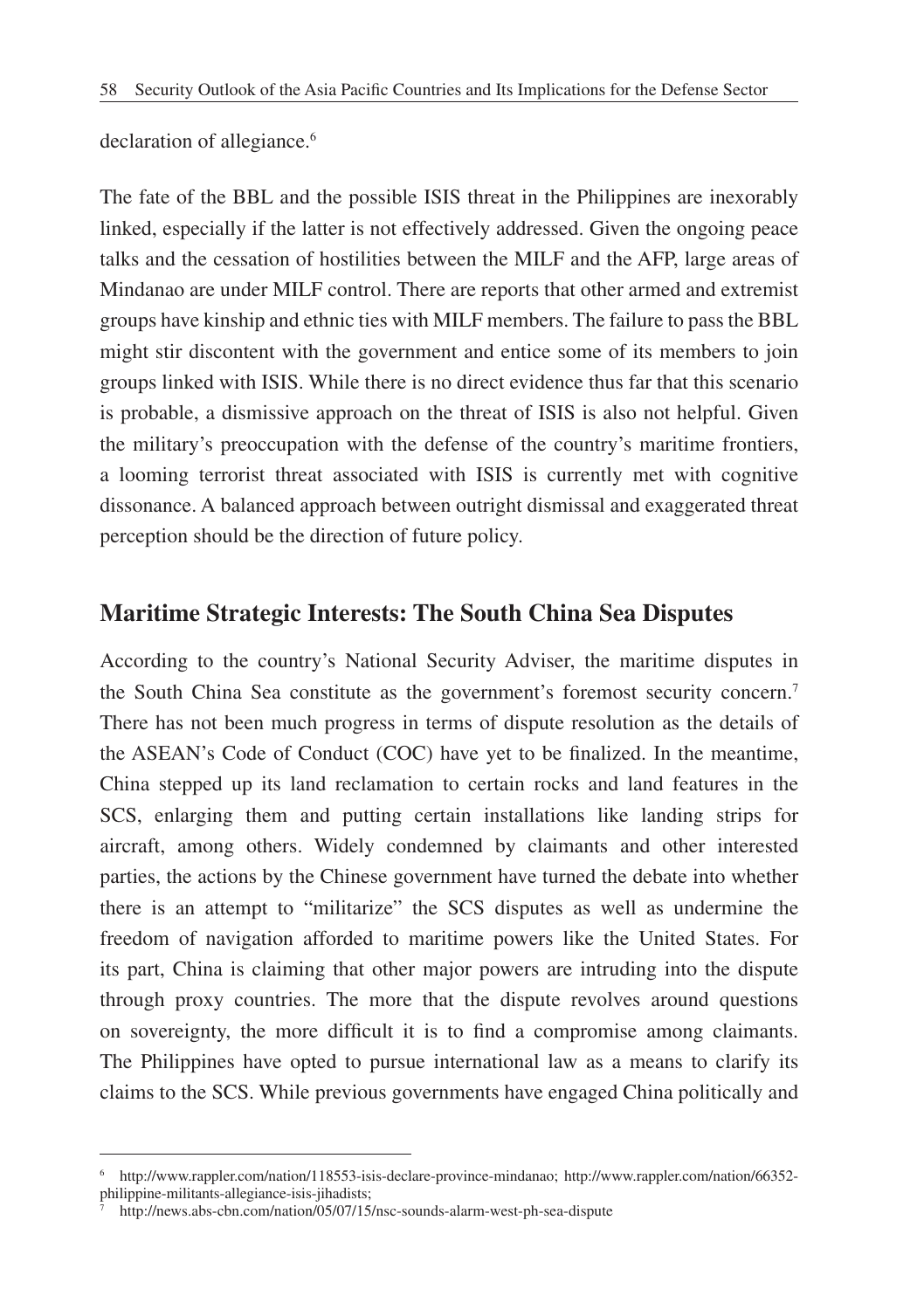declaration of allegiance.[6]

The fate of the BBL and the possible ISIS threat in the Philippines are inexorably linked, especially if the latter is not effectively addressed. Given the ongoing peace talks and the cessation of hostilities between the MILF and the AFP, large areas of Mindanao are under MILF control. There are reports that other armed and extremist groups have kinship and ethnic ties with MILF members. The failure to pass the BBL might stir discontent with the government and entice some of its members to join groups linked with ISIS. While there is no direct evidence thus far that this scenario is probable, a dismissive approach on the threat of ISIS is also not helpful. Given the military's preoccupation with the defense of the country's maritime frontiers, a looming terrorist threat associated with ISIS is currently met with cognitive dissonance. A balanced approach between outright dismissal and exaggerated threat perception should be the direction of future policy.

## Maritime Strategic Interests: The South China Sea Disputes

According to the country's National Security Adviser, the maritime disputes in the South China Sea constitute as the government's foremost security concern.[7] There has not been much progress in terms of dispute resolution as the details of the ASEAN's Code of Conduct (COC) have yet to be finalized. In the meantime, China stepped up its land reclamation to certain rocks and land features in the SCS, enlarging them and putting certain installations like landing strips for aircraft, among others. Widely condemned by claimants and other interested parties, the actions by the Chinese government have turned the debate into whether there is an attempt to "militarize" the SCS disputes as well as undermine the freedom of navigation afforded to maritime powers like the United States. For its part, China is claiming that other major powers are intruding into the dispute through proxy countries. The more that the dispute revolves around questions on sovereignty, the more difficult it is to find a compromise among claimants. The Philippines have opted to pursue international law as a means to clarify its claims to the SCS. While previous governments have engaged China politically and

---

[6] http://www.rappler.com/nation/118553-isis-declare-province-mindanao; http://www.rappler.com/nation/66352-philippine-militants-allegiance-isis-jihadists;

[7] http://news.abs-cbn.com/nation/05/07/15/nsc-sounds-alarm-west-ph-sea-dispute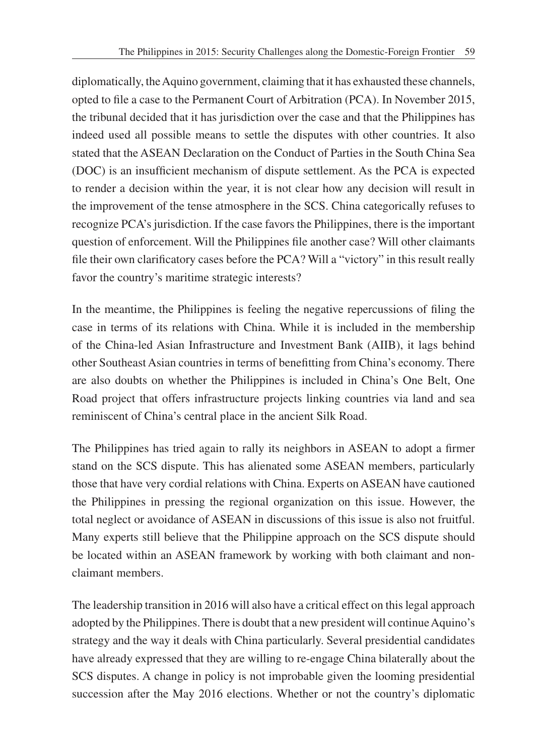diplomatically, the Aquino government, claiming that it has exhausted these channels, opted to file a case to the Permanent Court of Arbitration (PCA). In November 2015, the tribunal decided that it has jurisdiction over the case and that the Philippines has indeed used all possible means to settle the disputes with other countries. It also stated that the ASEAN Declaration on the Conduct of Parties in the South China Sea (DOC) is an insufficient mechanism of dispute settlement. As the PCA is expected to render a decision within the year, it is not clear how any decision will result in the improvement of the tense atmosphere in the SCS. China categorically refuses to recognize PCA's jurisdiction. If the case favors the Philippines, there is the important question of enforcement. Will the Philippines file another case? Will other claimants file their own clarificatory cases before the PCA? Will a "victory" in this result really favor the country's maritime strategic interests?

In the meantime, the Philippines is feeling the negative repercussions of filing the case in terms of its relations with China. While it is included in the membership of the China-led Asian Infrastructure and Investment Bank (AIIB), it lags behind other Southeast Asian countries in terms of benefitting from China's economy. There are also doubts on whether the Philippines is included in China's One Belt, One Road project that offers infrastructure projects linking countries via land and sea reminiscent of China's central place in the ancient Silk Road.

The Philippines has tried again to rally its neighbors in ASEAN to adopt a firmer stand on the SCS dispute. This has alienated some ASEAN members, particularly those that have very cordial relations with China. Experts on ASEAN have cautioned the Philippines in pressing the regional organization on this issue. However, the total neglect or avoidance of ASEAN in discussions of this issue is also not fruitful. Many experts still believe that the Philippine approach on the SCS dispute should be located within an ASEAN framework by working with both claimant and non-claimant members.

The leadership transition in 2016 will also have a critical effect on this legal approach adopted by the Philippines. There is doubt that a new president will continue Aquino's strategy and the way it deals with China particularly. Several presidential candidates have already expressed that they are willing to re-engage China bilaterally about the SCS disputes. A change in policy is not improbable given the looming presidential succession after the May 2016 elections. Whether or not the country's diplomatic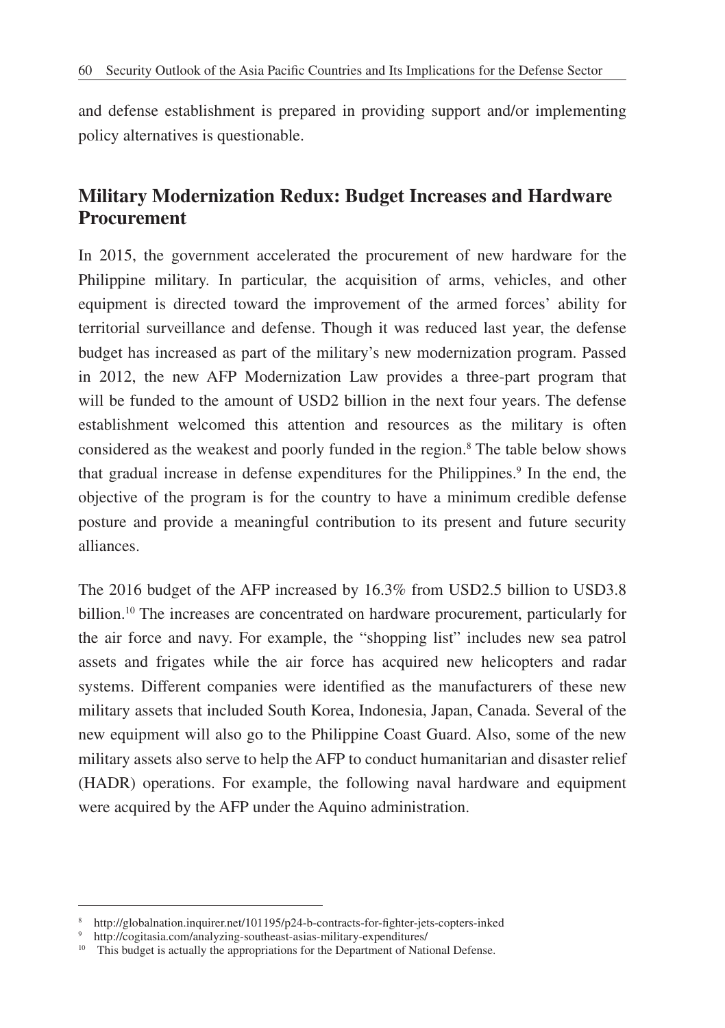and defense establishment is prepared in providing support and/or implementing policy alternatives is questionable.

## Military Modernization Redux: Budget Increases and Hardware Procurement

In 2015, the government accelerated the procurement of new hardware for the Philippine military. In particular, the acquisition of arms, vehicles, and other equipment is directed toward the improvement of the armed forces' ability for territorial surveillance and defense. Though it was reduced last year, the defense budget has increased as part of the military's new modernization program. Passed in 2012, the new AFP Modernization Law provides a three-part program that will be funded to the amount of USD2 billion in the next four years. The defense establishment welcomed this attention and resources as the military is often considered as the weakest and poorly funded in the region.[8] The table below shows that gradual increase in defense expenditures for the Philippines.[9] In the end, the objective of the program is for the country to have a minimum credible defense posture and provide a meaningful contribution to its present and future security alliances.

The 2016 budget of the AFP increased by 16.3% from USD2.5 billion to USD3.8 billion.[10] The increases are concentrated on hardware procurement, particularly for the air force and navy. For example, the "shopping list" includes new sea patrol assets and frigates while the air force has acquired new helicopters and radar systems. Different companies were identified as the manufacturers of these new military assets that included South Korea, Indonesia, Japan, Canada. Several of the new equipment will also go to the Philippine Coast Guard. Also, some of the new military assets also serve to help the AFP to conduct humanitarian and disaster relief (HADR) operations. For example, the following naval hardware and equipment were acquired by the AFP under the Aquino administration.

---

[8] http://globalnation.inquirer.net/101195/p24-b-contracts-for-fighter-jets-copters-inked

[9] http://cogitasia.com/analyzing-southeast-asias-military-expenditures/

[10] This budget is actually the appropriations for the Department of National Defense.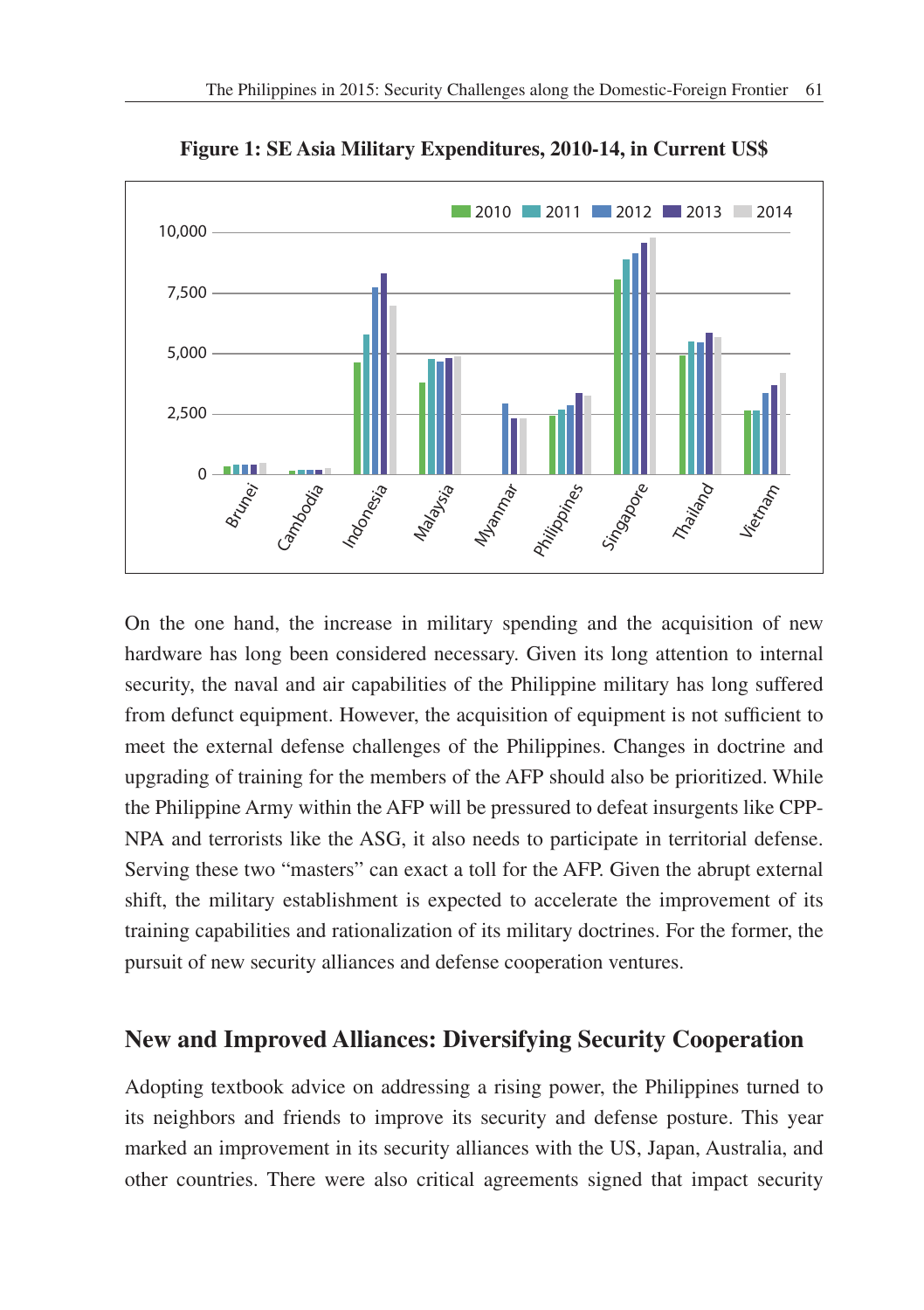**Figure 1: SE Asia Military Expenditures, 2010-14, in Current US$**

On the one hand, the increase in military spending and the acquisition of new hardware has long been considered necessary. Given its long attention to internal security, the naval and air capabilities of the Philippine military has long suffered from defunct equipment. However, the acquisition of equipment is not sufficient to meet the external defense challenges of the Philippines. Changes in doctrine and upgrading of training for the members of the AFP should also be prioritized. While the Philippine Army within the AFP will be pressured to defeat insurgents like CPP-NPA and terrorists like the ASG, it also needs to participate in territorial defense. Serving these two "masters" can exact a toll for the AFP. Given the abrupt external shift, the military establishment is expected to accelerate the improvement of its training capabilities and rationalization of its military doctrines. For the former, the pursuit of new security alliances and defense cooperation ventures.

## New and Improved Alliances: Diversifying Security Cooperation

Adopting textbook advice on addressing a rising power, the Philippines turned to its neighbors and friends to improve its security and defense posture. This year marked an improvement in its security alliances with the US, Japan, Australia, and other countries. There were also critical agreements signed that impact security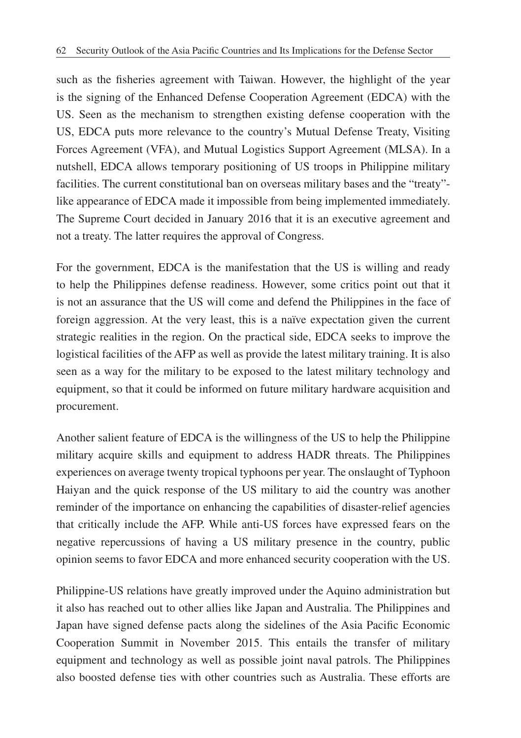such as the fisheries agreement with Taiwan. However, the highlight of the year is the signing of the Enhanced Defense Cooperation Agreement (EDCA) with the US. Seen as the mechanism to strengthen existing defense cooperation with the US, EDCA puts more relevance to the country's Mutual Defense Treaty, Visiting Forces Agreement (VFA), and Mutual Logistics Support Agreement (MLSA). In a nutshell, EDCA allows temporary positioning of US troops in Philippine military facilities. The current constitutional ban on overseas military bases and the "treaty"-like appearance of EDCA made it impossible from being implemented immediately. The Supreme Court decided in January 2016 that it is an executive agreement and not a treaty. The latter requires the approval of Congress.

For the government, EDCA is the manifestation that the US is willing and ready to help the Philippines defense readiness. However, some critics point out that it is not an assurance that the US will come and defend the Philippines in the face of foreign aggression. At the very least, this is a naïve expectation given the current strategic realities in the region. On the practical side, EDCA seeks to improve the logistical facilities of the AFP as well as provide the latest military training. It is also seen as a way for the military to be exposed to the latest military technology and equipment, so that it could be informed on future military hardware acquisition and procurement.

Another salient feature of EDCA is the willingness of the US to help the Philippine military acquire skills and equipment to address HADR threats. The Philippines experiences on average twenty tropical typhoons per year. The onslaught of Typhoon Haiyan and the quick response of the US military to aid the country was another reminder of the importance on enhancing the capabilities of disaster-relief agencies that critically include the AFP. While anti-US forces have expressed fears on the negative repercussions of having a US military presence in the country, public opinion seems to favor EDCA and more enhanced security cooperation with the US.

Philippine-US relations have greatly improved under the Aquino administration but it also has reached out to other allies like Japan and Australia. The Philippines and Japan have signed defense pacts along the sidelines of the Asia Pacific Economic Cooperation Summit in November 2015. This entails the transfer of military equipment and technology as well as possible joint naval patrols. The Philippines also boosted defense ties with other countries such as Australia. These efforts are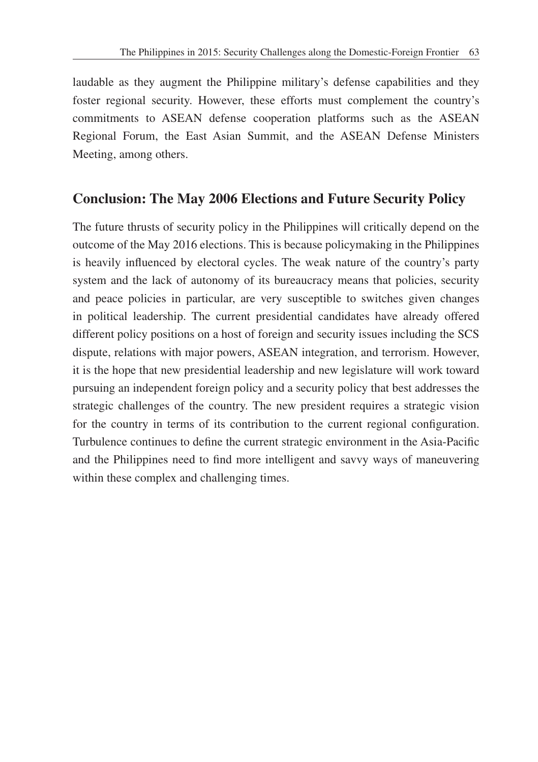laudable as they augment the Philippine military's defense capabilities and they foster regional security. However, these efforts must complement the country's commitments to ASEAN defense cooperation platforms such as the ASEAN Regional Forum, the East Asian Summit, and the ASEAN Defense Ministers Meeting, among others.

## Conclusion: The May 2006 Elections and Future Security Policy

The future thrusts of security policy in the Philippines will critically depend on the outcome of the May 2016 elections. This is because policymaking in the Philippines is heavily influenced by electoral cycles. The weak nature of the country's party system and the lack of autonomy of its bureaucracy means that policies, security and peace policies in particular, are very susceptible to switches given changes in political leadership. The current presidential candidates have already offered different policy positions on a host of foreign and security issues including the SCS dispute, relations with major powers, ASEAN integration, and terrorism. However, it is the hope that new presidential leadership and new legislature will work toward pursuing an independent foreign policy and a security policy that best addresses the strategic challenges of the country. The new president requires a strategic vision for the country in terms of its contribution to the current regional configuration. Turbulence continues to define the current strategic environment in the Asia-Pacific and the Philippines need to find more intelligent and savvy ways of maneuvering within these complex and challenging times.